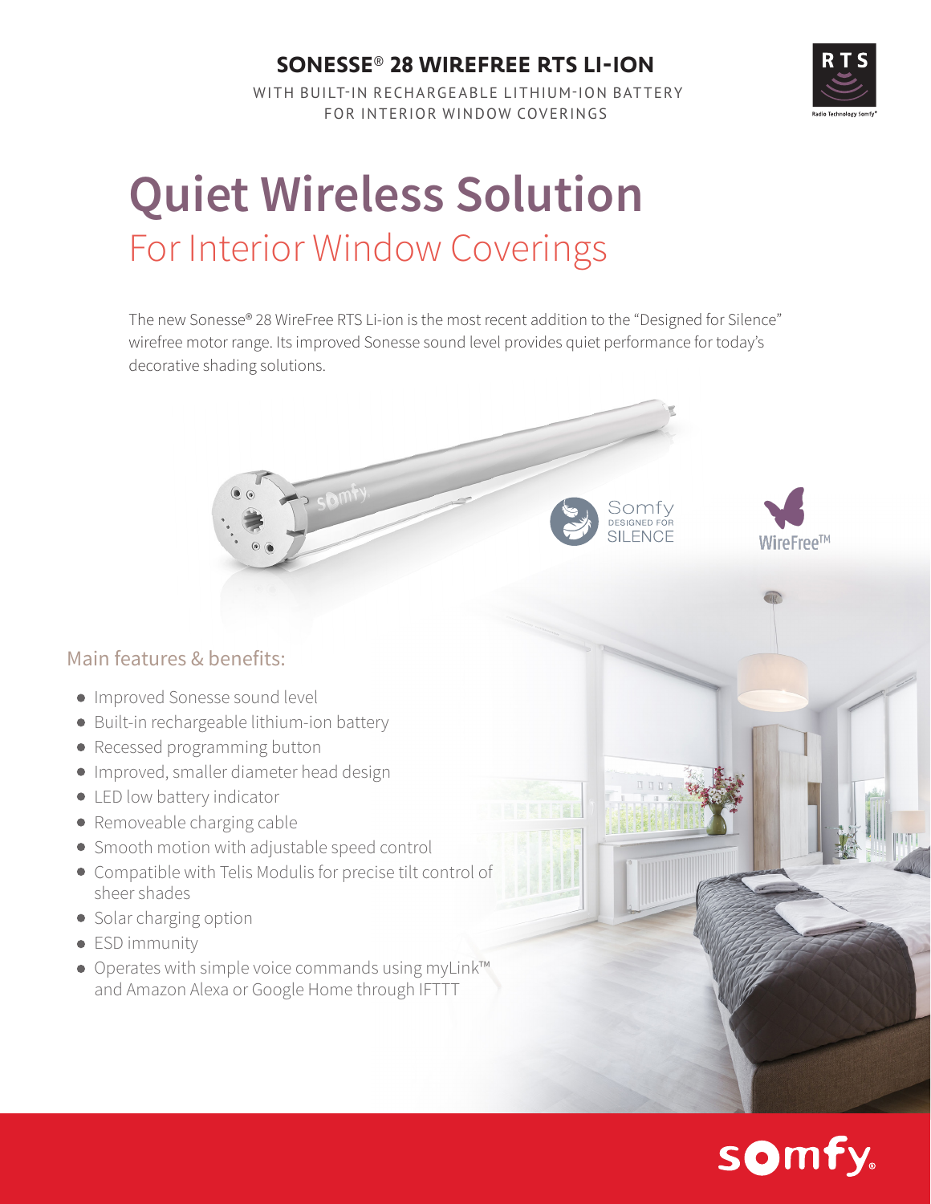# SONESSE® 28 WIREFREE RTS LI-ION

WITH BUILT-IN RECHARGEABLE LITHIUM-ION BATTERY FOR INTERIOR WINDOW COVERINGS

# Quiet Wireless Solution

## For Interior Window Coverings

The new Sonesse® 28 WireFree RTS Li-ion is the most recent addition to the "Designed for Silence" wirefree motor range. Its improved Sonesse sound level provides quiet performance for today's decorative shading solutions.

### Main features & benefits:

- Improved Sonesse sound level
- Built-in rechargeable lithium-ion battery
- Recessed programming button
- Improved, smaller diameter head design
- LED low battery indicator
- Removeable charging cable
- Smooth motion with adjustable speed control
- Compatible with Telis Modulis for precise tilt control of sheer shades
- Solar charging option
- ESD immunity
- Operates with simple voice commands using myLink™ and Amazon Alexa or Google Home through IFTTT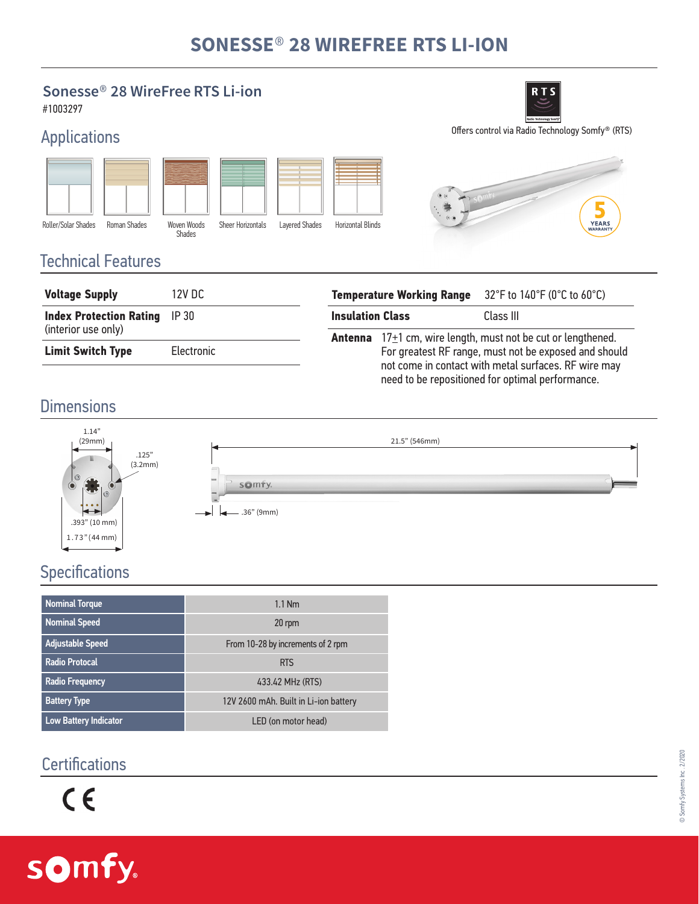# SONESSE® 28 WIREFREE RTS LI-ION

## Sonesse® 28 WireFree RTS Li-ion

#1003297

RTS

Offers control via Radio Technology Somfy® (RTS)

## Applications

Roller/Solar Shades

Roman Shades

Woven Woods Shades

Sheer Horizontals

Layered Shades

Horizontal Blinds

5 YEARS WARRANTY

## Technical Features

| | |
|---|---|
| **Voltage Supply** | 12V DC |
| **Index Protection Rating** (interior use only) | IP 30 |
| **Limit Switch Type** | Electronic |

| | |
|---|---|
| **Temperature Working Range** | 32°F to 140°F (0°C to 60°C) |
| **Insulation Class** | Class III |
| **Antenna** | $17\underline{+}1$ cm, wire length, must not be cut or lengthened. For greatest RF range, must not be exposed and should not come in contact with metal surfaces. RF wire may need to be repositioned for optimal performance. |

## Dimensions

1.14" (29mm)

.125" (3.2mm)

.393" (10 mm)

1.73" (44 mm)

21.5" (546mm)

.36" (9mm)

## Specifications

| | |
|---|---|
| Nominal Torque | 1.1 Nm |
| Nominal Speed | 20 rpm |
| Adjustable Speed | From 10-28 by increments of 2 rpm |
| Radio Protocal | RTS |
| Radio Frequency | 433.42 MHz (RTS) |
| Battery Type | 12V 2600 mAh. Built in Li-ion battery |
| Low Battery Indicator | LED (on motor head) |

## Certifications

CE

© Somfy Systems Inc. 2/2020

somfy.